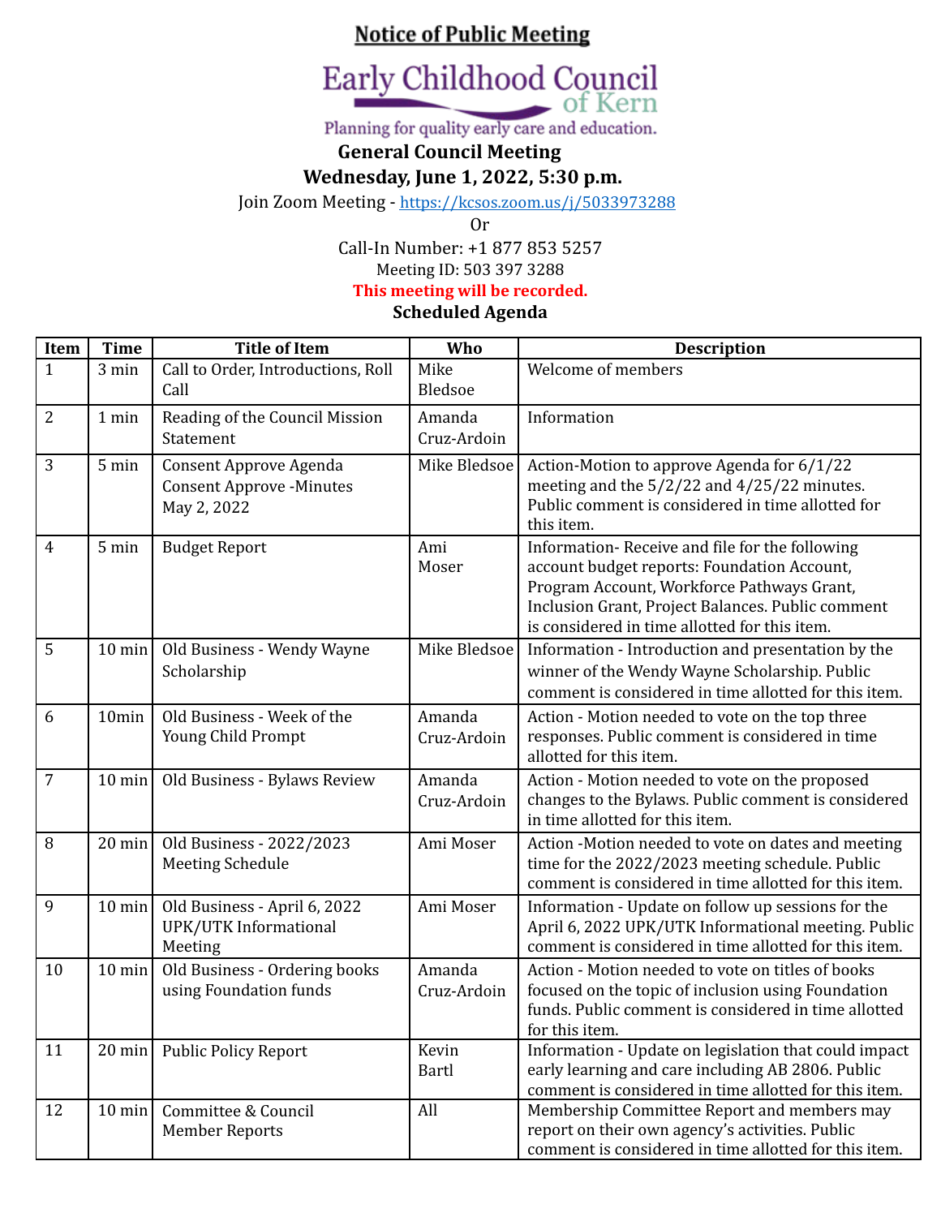# Notice of Public Meeting

Early Childhood Council of Kern

Planning for quality early care and education.

**General Council Meeting**

**Wednesday, June 1, 2022, 5:30 p.m.**

Join Zoom Meeting - https://kcsos.zoom.us/j/5033973288

Or

Call-In Number: +1 877 853 5257

Meeting ID: 503 397 3288

**This meeting will be recorded.**

**Scheduled Agenda**

| Item | Time | Title of Item | Who | Description |
|---|---|---|---|---|
| 1 | 3 min | Call to Order, Introductions, Roll Call | Mike Bledsoe | Welcome of members |
| 2 | 1 min | Reading of the Council Mission Statement | Amanda Cruz-Ardoin | Information |
| 3 | 5 min | Consent Approve Agenda<br>Consent Approve -Minutes May 2, 2022 | Mike Bledsoe | Action-Motion to approve Agenda for 6/1/22 meeting and the 5/2/22 and 4/25/22 minutes. Public comment is considered in time allotted for this item. |
| 4 | 5 min | Budget Report | Ami Moser | Information- Receive and file for the following account budget reports: Foundation Account, Program Account, Workforce Pathways Grant, Inclusion Grant, Project Balances. Public comment is considered in time allotted for this item. |
| 5 | 10 min | Old Business - Wendy Wayne Scholarship | Mike Bledsoe | Information - Introduction and presentation by the winner of the Wendy Wayne Scholarship. Public comment is considered in time allotted for this item. |
| 6 | 10min | Old Business - Week of the Young Child Prompt | Amanda Cruz-Ardoin | Action - Motion needed to vote on the top three responses. Public comment is considered in time allotted for this item. |
| 7 | 10 min | Old Business - Bylaws Review | Amanda Cruz-Ardoin | Action - Motion needed to vote on the proposed changes to the Bylaws. Public comment is considered in time allotted for this item. |
| 8 | 20 min | Old Business - 2022/2023 Meeting Schedule | Ami Moser | Action -Motion needed to vote on dates and meeting time for the 2022/2023 meeting schedule. Public comment is considered in time allotted for this item. |
| 9 | 10 min | Old Business - April 6, 2022 UPK/UTK Informational Meeting | Ami Moser | Information - Update on follow up sessions for the April 6, 2022 UPK/UTK Informational meeting. Public comment is considered in time allotted for this item. |
| 10 | 10 min | Old Business - Ordering books using Foundation funds | Amanda Cruz-Ardoin | Action - Motion needed to vote on titles of books focused on the topic of inclusion using Foundation funds. Public comment is considered in time allotted for this item. |
| 11 | 20 min | Public Policy Report | Kevin Bartl | Information - Update on legislation that could impact early learning and care including AB 2806. Public comment is considered in time allotted for this item. |
| 12 | 10 min | Committee & Council Member Reports | All | Membership Committee Report and members may report on their own agency's activities. Public comment is considered in time allotted for this item. |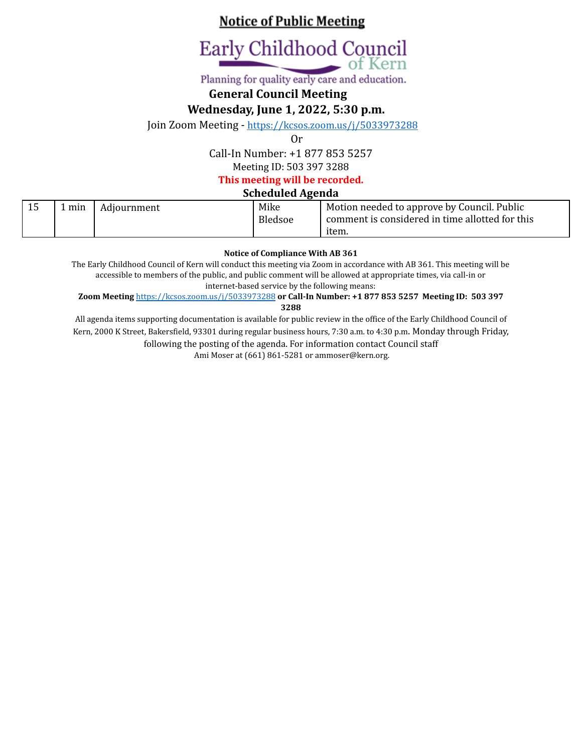# Notice of Public Meeting

Early Childhood Council of Kern

Planning for quality early care and education.

**General Council Meeting**

**Wednesday, June 1, 2022, 5:30 p.m.**

Join Zoom Meeting - https://kcsos.zoom.us/j/5033973288

Or

Call-In Number: +1 877 853 5257

Meeting ID: 503 397 3288

**This meeting will be recorded.**

**Scheduled Agenda**

| | | | | |
|---|---|---|---|---|
| 15 | 1 min | Adjournment | Mike Bledsoe | Motion needed to approve by Council. Public comment is considered in time allotted for this item. |

**Notice of Compliance With AB 361**

The Early Childhood Council of Kern will conduct this meeting via Zoom in accordance with AB 361. This meeting will be accessible to members of the public, and public comment will be allowed at appropriate times, via call-in or internet-based service by the following means:

**Zoom Meeting** https://kcsos.zoom.us/j/5033973288 **or Call-In Number: +1 877 853 5257 Meeting ID: 503 397 3288**

All agenda items supporting documentation is available for public review in the office of the Early Childhood Council of Kern, 2000 K Street, Bakersfield, 93301 during regular business hours, 7:30 a.m. to 4:30 p.m. Monday through Friday, following the posting of the agenda. For information contact Council staff Ami Moser at (661) 861-5281 or ammoser@kern.org.